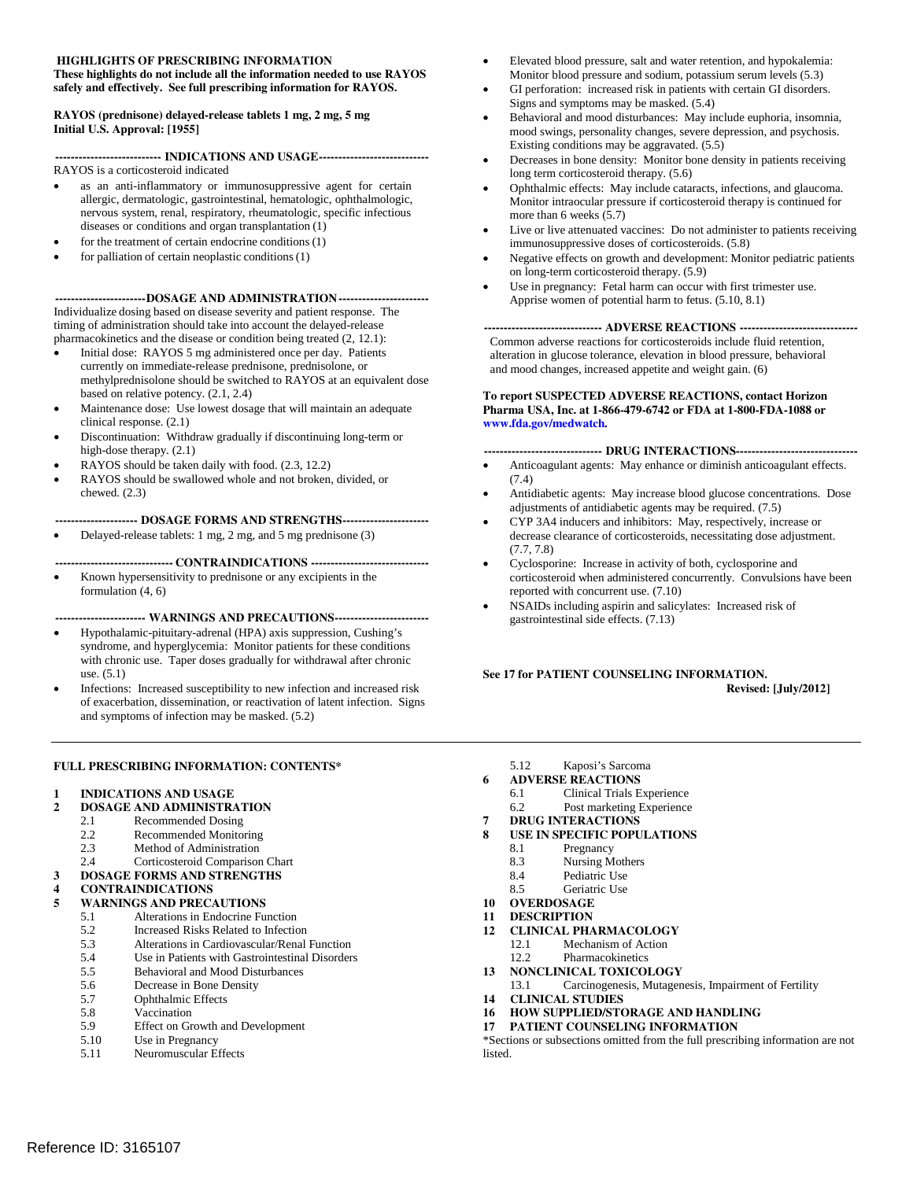**HIGHLIGHTS OF PRESCRIBING INFORMATION**
**These highlights do not include all the information needed to use RAYOS safely and effectively. See full prescribing information for RAYOS.**

**RAYOS (prednisone) delayed-release tablets 1 mg, 2 mg, 5 mg**
**Initial U.S. Approval: [1955]**

**--------------------------- INDICATIONS AND USAGE---------------------------**

RAYOS is a corticosteroid indicated

- as an anti-inflammatory or immunosuppressive agent for certain allergic, dermatologic, gastrointestinal, hematologic, ophthalmologic, nervous system, renal, respiratory, rheumatologic, specific infectious diseases or conditions and organ transplantation (1)
- for the treatment of certain endocrine conditions (1)
- for palliation of certain neoplastic conditions (1)

**-----------------------DOSAGE AND ADMINISTRATION-----------------------**

Individualize dosing based on disease severity and patient response. The timing of administration should take into account the delayed-release pharmacokinetics and the disease or condition being treated (2, 12.1):

- Initial dose: RAYOS 5 mg administered once per day. Patients currently on immediate-release prednisone, prednisolone, or methylprednisolone should be switched to RAYOS at an equivalent dose based on relative potency. (2.1, 2.4)
- Maintenance dose: Use lowest dosage that will maintain an adequate clinical response. (2.1)
- Discontinuation: Withdraw gradually if discontinuing long-term or high-dose therapy. (2.1)
- RAYOS should be taken daily with food. (2.3, 12.2)
- RAYOS should be swallowed whole and not broken, divided, or chewed. (2.3)

**-------------------- DOSAGE FORMS AND STRENGTHS----------------------**

- Delayed-release tablets: 1 mg, 2 mg, and 5 mg prednisone (3)

**------------------------------ CONTRAINDICATIONS ------------------------------**

- Known hypersensitivity to prednisone or any excipients in the formulation (4, 6)

**----------------------- WARNINGS AND PRECAUTIONS------------------------**

- Hypothalamic-pituitary-adrenal (HPA) axis suppression, Cushing's syndrome, and hyperglycemia: Monitor patients for these conditions with chronic use. Taper doses gradually for withdrawal after chronic use. (5.1)
- Infections: Increased susceptibility to new infection and increased risk of exacerbation, dissemination, or reactivation of latent infection. Signs and symptoms of infection may be masked. (5.2)
- Elevated blood pressure, salt and water retention, and hypokalemia: Monitor blood pressure and sodium, potassium serum levels (5.3)
- GI perforation: increased risk in patients with certain GI disorders. Signs and symptoms may be masked. (5.4)
- Behavioral and mood disturbances: May include euphoria, insomnia, mood swings, personality changes, severe depression, and psychosis. Existing conditions may be aggravated. (5.5)
- Decreases in bone density: Monitor bone density in patients receiving long term corticosteroid therapy. (5.6)
- Ophthalmic effects: May include cataracts, infections, and glaucoma. Monitor intraocular pressure if corticosteroid therapy is continued for more than 6 weeks (5.7)
- Live or live attenuated vaccines: Do not administer to patients receiving immunosuppressive doses of corticosteroids. (5.8)
- Negative effects on growth and development: Monitor pediatric patients on long-term corticosteroid therapy. (5.9)
- Use in pregnancy: Fetal harm can occur with first trimester use. Apprise women of potential harm to fetus. (5.10, 8.1)

**------------------------------ ADVERSE REACTIONS ------------------------------**

Common adverse reactions for corticosteroids include fluid retention, alteration in glucose tolerance, elevation in blood pressure, behavioral and mood changes, increased appetite and weight gain. (6)

**To report SUSPECTED ADVERSE REACTIONS, contact Horizon Pharma USA, Inc. at 1-866-479-6742 or FDA at 1-800-FDA-1088 or www.fda.gov/medwatch.**

**------------------------------ DRUG INTERACTIONS-------------------------------**

- Anticoagulant agents: May enhance or diminish anticoagulant effects. (7.4)
- Antidiabetic agents: May increase blood glucose concentrations. Dose adjustments of antidiabetic agents may be required. (7.5)
- CYP 3A4 inducers and inhibitors: May, respectively, increase or decrease clearance of corticosteroids, necessitating dose adjustment. (7.7, 7.8)
- Cyclosporine: Increase in activity of both, cyclosporine and corticosteroid when administered concurrently. Convulsions have been reported with concurrent use. (7.10)
- NSAIDs including aspirin and salicylates: Increased risk of gastrointestinal side effects. (7.13)

**See 17 for PATIENT COUNSELING INFORMATION.**

**Revised: [July/2012]**

---

**FULL PRESCRIBING INFORMATION: CONTENTS***

**1 INDICATIONS AND USAGE**
**2 DOSAGE AND ADMINISTRATION**
 2.1 Recommended Dosing
 2.2 Recommended Monitoring
 2.3 Method of Administration
 2.4 Corticosteroid Comparison Chart
**3 DOSAGE FORMS AND STRENGTHS**
**4 CONTRAINDICATIONS**
**5 WARNINGS AND PRECAUTIONS**
 5.1 Alterations in Endocrine Function
 5.2 Increased Risks Related to Infection
 5.3 Alterations in Cardiovascular/Renal Function
 5.4 Use in Patients with Gastrointestinal Disorders
 5.5 Behavioral and Mood Disturbances
 5.6 Decrease in Bone Density
 5.7 Ophthalmic Effects
 5.8 Vaccination
 5.9 Effect on Growth and Development
 5.10 Use in Pregnancy
 5.11 Neuromuscular Effects
 5.12 Kaposi's Sarcoma
**6 ADVERSE REACTIONS**
 6.1 Clinical Trials Experience
 6.2 Post marketing Experience
**7 DRUG INTERACTIONS**
**8 USE IN SPECIFIC POPULATIONS**
 8.1 Pregnancy
 8.3 Nursing Mothers
 8.4 Pediatric Use
 8.5 Geriatric Use
**10 OVERDOSAGE**
**11 DESCRIPTION**
**12 CLINICAL PHARMACOLOGY**
 12.1 Mechanism of Action
 12.2 Pharmacokinetics
**13 NONCLINICAL TOXICOLOGY**
 13.1 Carcinogenesis, Mutagenesis, Impairment of Fertility
**14 CLINICAL STUDIES**
**16 HOW SUPPLIED/STORAGE AND HANDLING**
**17 PATIENT COUNSELING INFORMATION**

*Sections or subsections omitted from the full prescribing information are not listed.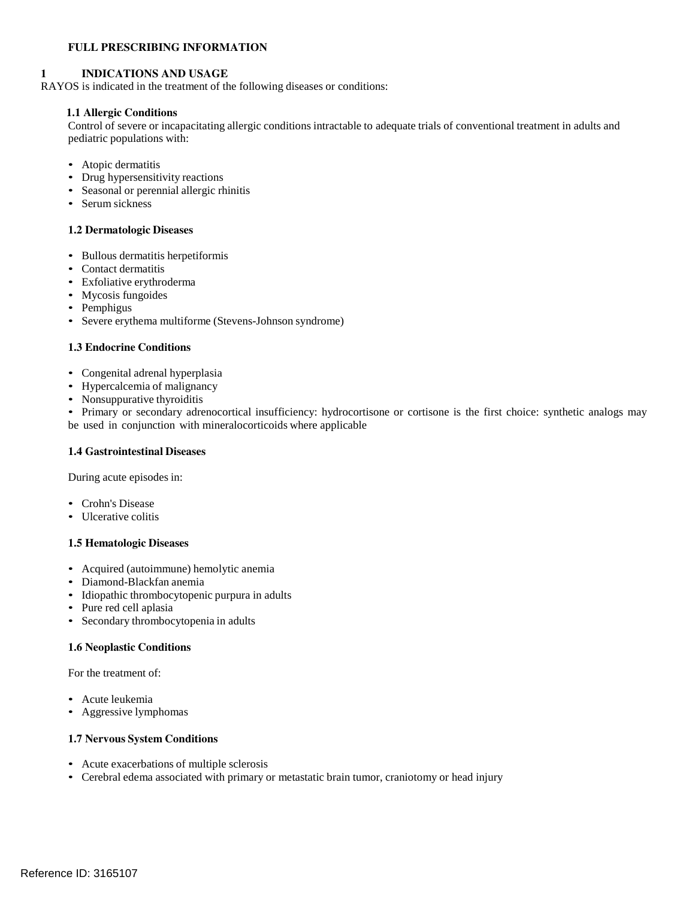## FULL PRESCRIBING INFORMATION

## 1 INDICATIONS AND USAGE

RAYOS is indicated in the treatment of the following diseases or conditions:

### 1.1 Allergic Conditions

Control of severe or incapacitating allergic conditions intractable to adequate trials of conventional treatment in adults and pediatric populations with:

- Atopic dermatitis
- Drug hypersensitivity reactions
- Seasonal or perennial allergic rhinitis
- Serum sickness

### 1.2 Dermatologic Diseases

- Bullous dermatitis herpetiformis
- Contact dermatitis
- Exfoliative erythroderma
- Mycosis fungoides
- Pemphigus
- Severe erythema multiforme (Stevens-Johnson syndrome)

### 1.3 Endocrine Conditions

- Congenital adrenal hyperplasia
- Hypercalcemia of malignancy
- Nonsuppurative thyroiditis
- Primary or secondary adrenocortical insufficiency: hydrocortisone or cortisone is the first choice: synthetic analogs may be used in conjunction with mineralocorticoids where applicable

### 1.4 Gastrointestinal Diseases

During acute episodes in:

- Crohn's Disease
- Ulcerative colitis

### 1.5 Hematologic Diseases

- Acquired (autoimmune) hemolytic anemia
- Diamond-Blackfan anemia
- Idiopathic thrombocytopenic purpura in adults
- Pure red cell aplasia
- Secondary thrombocytopenia in adults

### 1.6 Neoplastic Conditions

For the treatment of:

- Acute leukemia
- Aggressive lymphomas

### 1.7 Nervous System Conditions

- Acute exacerbations of multiple sclerosis
- Cerebral edema associated with primary or metastatic brain tumor, craniotomy or head injury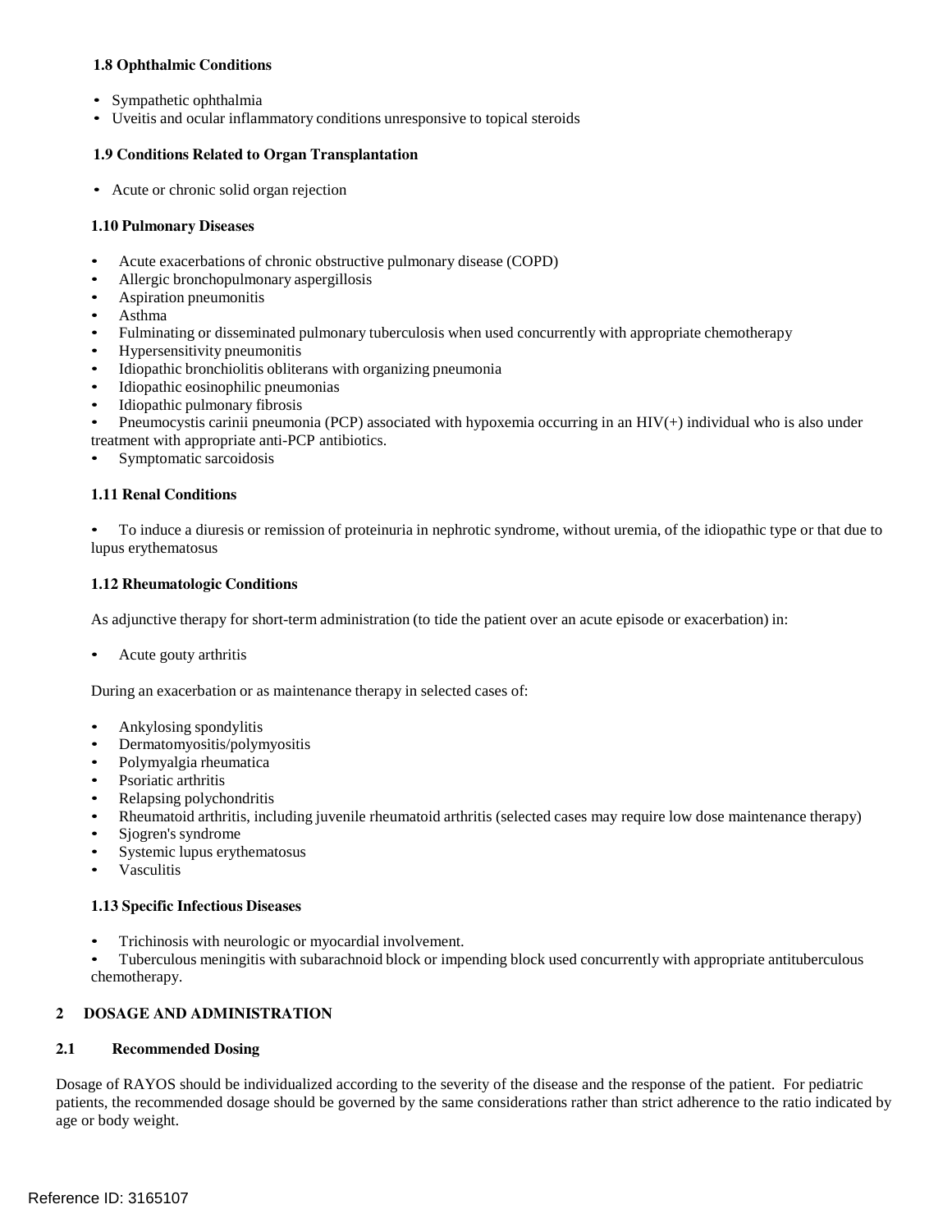### 1.8 Ophthalmic Conditions

- Sympathetic ophthalmia
- Uveitis and ocular inflammatory conditions unresponsive to topical steroids

### 1.9 Conditions Related to Organ Transplantation

- Acute or chronic solid organ rejection

### 1.10 Pulmonary Diseases

- Acute exacerbations of chronic obstructive pulmonary disease (COPD)
- Allergic bronchopulmonary aspergillosis
- Aspiration pneumonitis
- Asthma
- Fulminating or disseminated pulmonary tuberculosis when used concurrently with appropriate chemotherapy
- Hypersensitivity pneumonitis
- Idiopathic bronchiolitis obliterans with organizing pneumonia
- Idiopathic eosinophilic pneumonias
- Idiopathic pulmonary fibrosis
- Pneumocystis carinii pneumonia (PCP) associated with hypoxemia occurring in an HIV(+) individual who is also under treatment with appropriate anti-PCP antibiotics.
- Symptomatic sarcoidosis

### 1.11 Renal Conditions

- To induce a diuresis or remission of proteinuria in nephrotic syndrome, without uremia, of the idiopathic type or that due to lupus erythematosus

### 1.12 Rheumatologic Conditions

As adjunctive therapy for short-term administration (to tide the patient over an acute episode or exacerbation) in:

- Acute gouty arthritis

During an exacerbation or as maintenance therapy in selected cases of:

- Ankylosing spondylitis
- Dermatomyositis/polymyositis
- Polymyalgia rheumatica
- Psoriatic arthritis
- Relapsing polychondritis
- Rheumatoid arthritis, including juvenile rheumatoid arthritis (selected cases may require low dose maintenance therapy)
- Sjogren's syndrome
- Systemic lupus erythematosus
- Vasculitis

### 1.13 Specific Infectious Diseases

- Trichinosis with neurologic or myocardial involvement.
- Tuberculous meningitis with subarachnoid block or impending block used concurrently with appropriate antituberculous chemotherapy.

## 2 DOSAGE AND ADMINISTRATION

### 2.1 Recommended Dosing

Dosage of RAYOS should be individualized according to the severity of the disease and the response of the patient. For pediatric patients, the recommended dosage should be governed by the same considerations rather than strict adherence to the ratio indicated by age or body weight.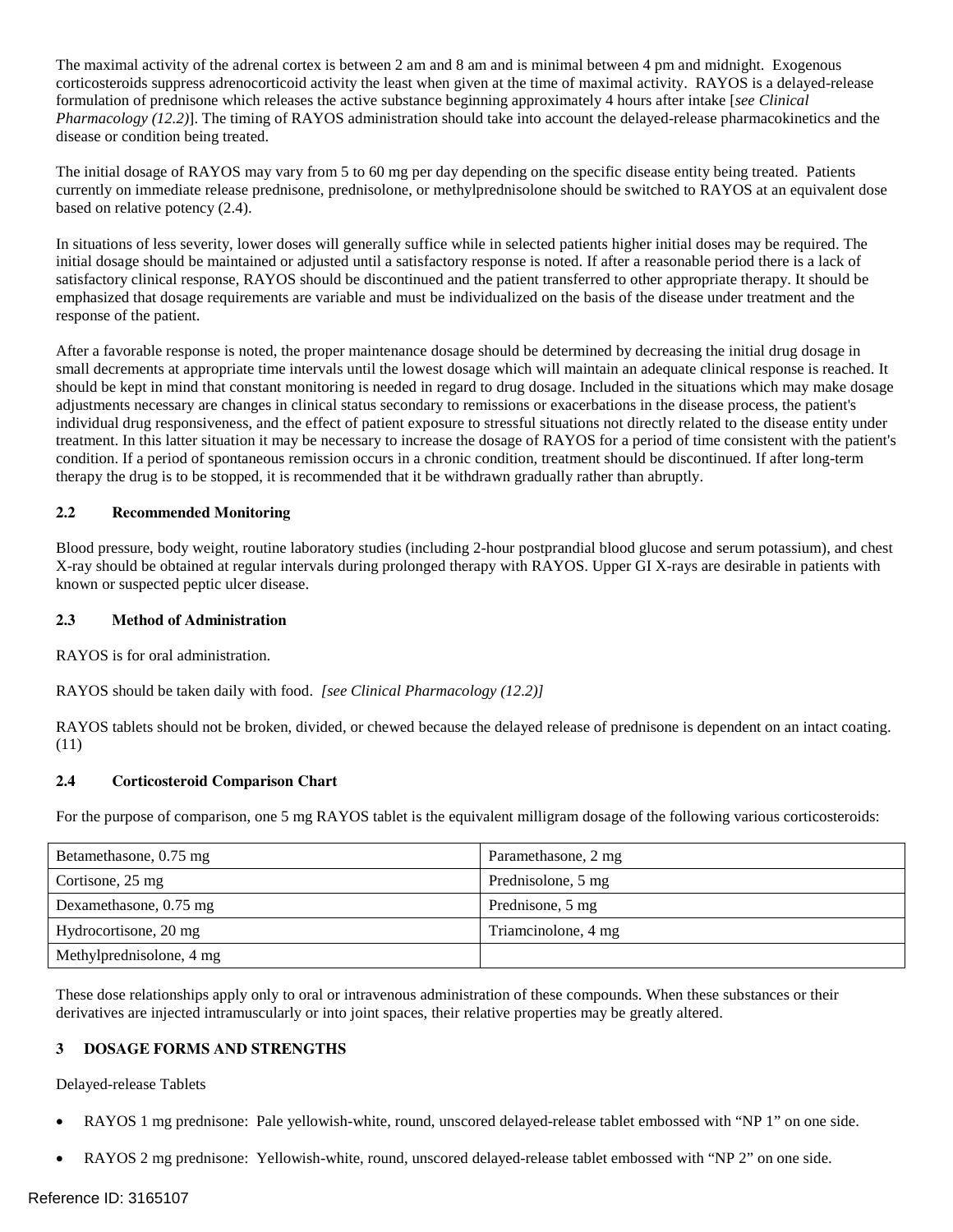The maximal activity of the adrenal cortex is between 2 am and 8 am and is minimal between 4 pm and midnight. Exogenous corticosteroids suppress adrenocorticoid activity the least when given at the time of maximal activity. RAYOS is a delayed-release formulation of prednisone which releases the active substance beginning approximately 4 hours after intake [*see Clinical Pharmacology (12.2)*]. The timing of RAYOS administration should take into account the delayed-release pharmacokinetics and the disease or condition being treated.

The initial dosage of RAYOS may vary from 5 to 60 mg per day depending on the specific disease entity being treated. Patients currently on immediate release prednisone, prednisolone, or methylprednisolone should be switched to RAYOS at an equivalent dose based on relative potency (2.4).

In situations of less severity, lower doses will generally suffice while in selected patients higher initial doses may be required. The initial dosage should be maintained or adjusted until a satisfactory response is noted. If after a reasonable period there is a lack of satisfactory clinical response, RAYOS should be discontinued and the patient transferred to other appropriate therapy. It should be emphasized that dosage requirements are variable and must be individualized on the basis of the disease under treatment and the response of the patient.

After a favorable response is noted, the proper maintenance dosage should be determined by decreasing the initial drug dosage in small decrements at appropriate time intervals until the lowest dosage which will maintain an adequate clinical response is reached. It should be kept in mind that constant monitoring is needed in regard to drug dosage. Included in the situations which may make dosage adjustments necessary are changes in clinical status secondary to remissions or exacerbations in the disease process, the patient's individual drug responsiveness, and the effect of patient exposure to stressful situations not directly related to the disease entity under treatment. In this latter situation it may be necessary to increase the dosage of RAYOS for a period of time consistent with the patient's condition. If a period of spontaneous remission occurs in a chronic condition, treatment should be discontinued. If after long-term therapy the drug is to be stopped, it is recommended that it be withdrawn gradually rather than abruptly.

### 2.2 Recommended Monitoring

Blood pressure, body weight, routine laboratory studies (including 2-hour postprandial blood glucose and serum potassium), and chest X-ray should be obtained at regular intervals during prolonged therapy with RAYOS. Upper GI X-rays are desirable in patients with known or suspected peptic ulcer disease.

### 2.3 Method of Administration

RAYOS is for oral administration.

RAYOS should be taken daily with food. *[see Clinical Pharmacology (12.2)]*

RAYOS tablets should not be broken, divided, or chewed because the delayed release of prednisone is dependent on an intact coating. (11)

### 2.4 Corticosteroid Comparison Chart

For the purpose of comparison, one 5 mg RAYOS tablet is the equivalent milligram dosage of the following various corticosteroids:

| | |
|---|---|
| Betamethasone, 0.75 mg | Paramethasone, 2 mg |
| Cortisone, 25 mg | Prednisolone, 5 mg |
| Dexamethasone, 0.75 mg | Prednisone, 5 mg |
| Hydrocortisone, 20 mg | Triamcinolone, 4 mg |
| Methylprednisolone, 4 mg | |

These dose relationships apply only to oral or intravenous administration of these compounds. When these substances or their derivatives are injected intramuscularly or into joint spaces, their relative properties may be greatly altered.

## 3 DOSAGE FORMS AND STRENGTHS

Delayed-release Tablets

- RAYOS 1 mg prednisone: Pale yellowish-white, round, unscored delayed-release tablet embossed with "NP 1" on one side.
- RAYOS 2 mg prednisone: Yellowish-white, round, unscored delayed-release tablet embossed with "NP 2" on one side.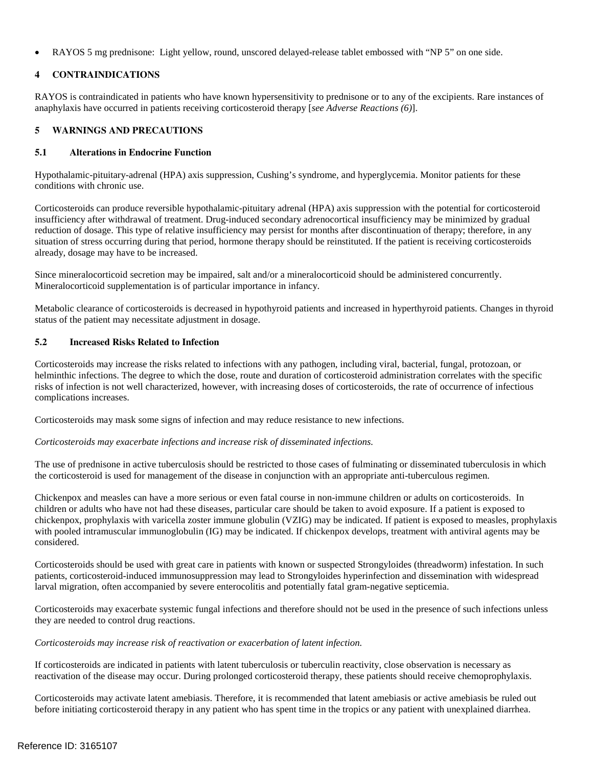- RAYOS 5 mg prednisone: Light yellow, round, unscored delayed-release tablet embossed with "NP 5" on one side.

## 4 CONTRAINDICATIONS

RAYOS is contraindicated in patients who have known hypersensitivity to prednisone or to any of the excipients. Rare instances of anaphylaxis have occurred in patients receiving corticosteroid therapy [*see Adverse Reactions (6)*].

## 5 WARNINGS AND PRECAUTIONS

### 5.1 Alterations in Endocrine Function

Hypothalamic-pituitary-adrenal (HPA) axis suppression, Cushing's syndrome, and hyperglycemia. Monitor patients for these conditions with chronic use.

Corticosteroids can produce reversible hypothalamic-pituitary adrenal (HPA) axis suppression with the potential for corticosteroid insufficiency after withdrawal of treatment. Drug-induced secondary adrenocortical insufficiency may be minimized by gradual reduction of dosage. This type of relative insufficiency may persist for months after discontinuation of therapy; therefore, in any situation of stress occurring during that period, hormone therapy should be reinstituted. If the patient is receiving corticosteroids already, dosage may have to be increased.

Since mineralocorticoid secretion may be impaired, salt and/or a mineralocorticoid should be administered concurrently. Mineralocorticoid supplementation is of particular importance in infancy.

Metabolic clearance of corticosteroids is decreased in hypothyroid patients and increased in hyperthyroid patients. Changes in thyroid status of the patient may necessitate adjustment in dosage.

### 5.2 Increased Risks Related to Infection

Corticosteroids may increase the risks related to infections with any pathogen, including viral, bacterial, fungal, protozoan, or helminthic infections. The degree to which the dose, route and duration of corticosteroid administration correlates with the specific risks of infection is not well characterized, however, with increasing doses of corticosteroids, the rate of occurrence of infectious complications increases.

Corticosteroids may mask some signs of infection and may reduce resistance to new infections.

*Corticosteroids may exacerbate infections and increase risk of disseminated infections.*

The use of prednisone in active tuberculosis should be restricted to those cases of fulminating or disseminated tuberculosis in which the corticosteroid is used for management of the disease in conjunction with an appropriate anti-tuberculous regimen.

Chickenpox and measles can have a more serious or even fatal course in non-immune children or adults on corticosteroids. In children or adults who have not had these diseases, particular care should be taken to avoid exposure. If a patient is exposed to chickenpox, prophylaxis with varicella zoster immune globulin (VZIG) may be indicated. If patient is exposed to measles, prophylaxis with pooled intramuscular immunoglobulin (IG) may be indicated. If chickenpox develops, treatment with antiviral agents may be considered.

Corticosteroids should be used with great care in patients with known or suspected Strongyloides (threadworm) infestation. In such patients, corticosteroid-induced immunosuppression may lead to Strongyloides hyperinfection and dissemination with widespread larval migration, often accompanied by severe enterocolitis and potentially fatal gram-negative septicemia.

Corticosteroids may exacerbate systemic fungal infections and therefore should not be used in the presence of such infections unless they are needed to control drug reactions.

*Corticosteroids may increase risk of reactivation or exacerbation of latent infection.*

If corticosteroids are indicated in patients with latent tuberculosis or tuberculin reactivity, close observation is necessary as reactivation of the disease may occur. During prolonged corticosteroid therapy, these patients should receive chemoprophylaxis.

Corticosteroids may activate latent amebiasis. Therefore, it is recommended that latent amebiasis or active amebiasis be ruled out before initiating corticosteroid therapy in any patient who has spent time in the tropics or any patient with unexplained diarrhea.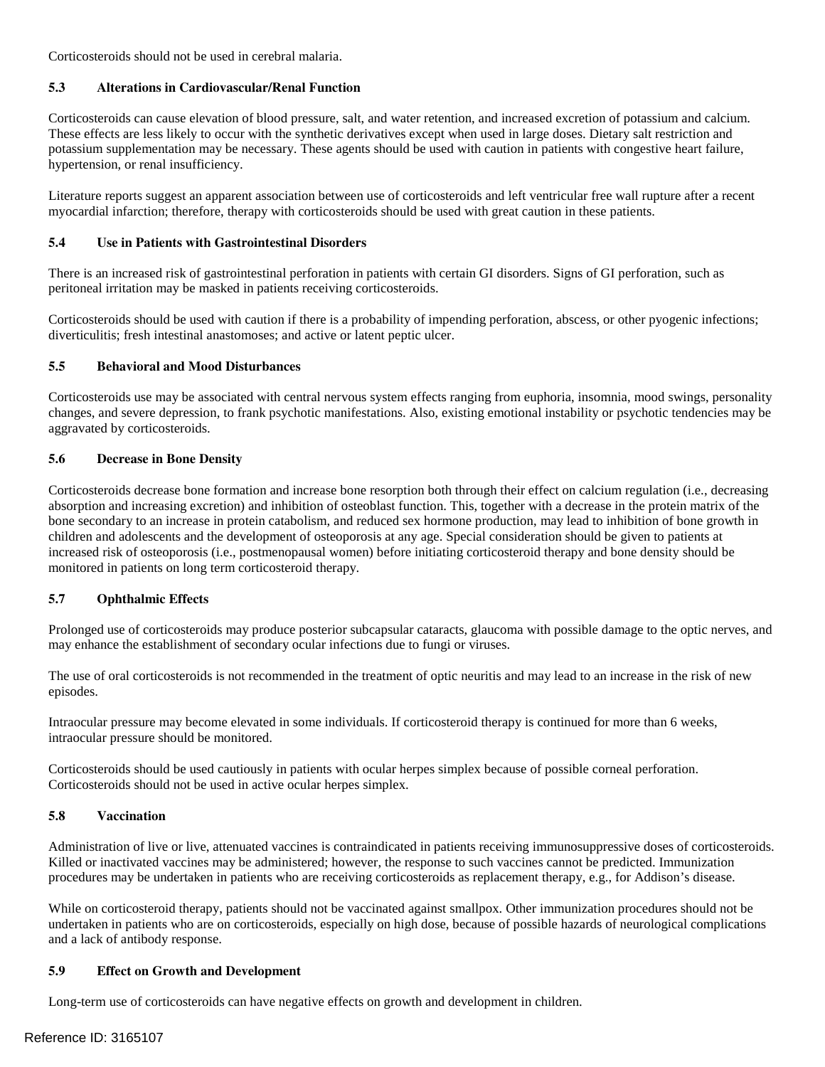Corticosteroids should not be used in cerebral malaria.

### 5.3 Alterations in Cardiovascular/Renal Function

Corticosteroids can cause elevation of blood pressure, salt, and water retention, and increased excretion of potassium and calcium. These effects are less likely to occur with the synthetic derivatives except when used in large doses. Dietary salt restriction and potassium supplementation may be necessary. These agents should be used with caution in patients with congestive heart failure, hypertension, or renal insufficiency.

Literature reports suggest an apparent association between use of corticosteroids and left ventricular free wall rupture after a recent myocardial infarction; therefore, therapy with corticosteroids should be used with great caution in these patients.

### 5.4 Use in Patients with Gastrointestinal Disorders

There is an increased risk of gastrointestinal perforation in patients with certain GI disorders. Signs of GI perforation, such as peritoneal irritation may be masked in patients receiving corticosteroids.

Corticosteroids should be used with caution if there is a probability of impending perforation, abscess, or other pyogenic infections; diverticulitis; fresh intestinal anastomoses; and active or latent peptic ulcer.

### 5.5 Behavioral and Mood Disturbances

Corticosteroids use may be associated with central nervous system effects ranging from euphoria, insomnia, mood swings, personality changes, and severe depression, to frank psychotic manifestations. Also, existing emotional instability or psychotic tendencies may be aggravated by corticosteroids.

### 5.6 Decrease in Bone Density

Corticosteroids decrease bone formation and increase bone resorption both through their effect on calcium regulation (i.e., decreasing absorption and increasing excretion) and inhibition of osteoblast function. This, together with a decrease in the protein matrix of the bone secondary to an increase in protein catabolism, and reduced sex hormone production, may lead to inhibition of bone growth in children and adolescents and the development of osteoporosis at any age. Special consideration should be given to patients at increased risk of osteoporosis (i.e., postmenopausal women) before initiating corticosteroid therapy and bone density should be monitored in patients on long term corticosteroid therapy.

### 5.7 Ophthalmic Effects

Prolonged use of corticosteroids may produce posterior subcapsular cataracts, glaucoma with possible damage to the optic nerves, and may enhance the establishment of secondary ocular infections due to fungi or viruses.

The use of oral corticosteroids is not recommended in the treatment of optic neuritis and may lead to an increase in the risk of new episodes.

Intraocular pressure may become elevated in some individuals. If corticosteroid therapy is continued for more than 6 weeks, intraocular pressure should be monitored.

Corticosteroids should be used cautiously in patients with ocular herpes simplex because of possible corneal perforation. Corticosteroids should not be used in active ocular herpes simplex.

### 5.8 Vaccination

Administration of live or live, attenuated vaccines is contraindicated in patients receiving immunosuppressive doses of corticosteroids. Killed or inactivated vaccines may be administered; however, the response to such vaccines cannot be predicted. Immunization procedures may be undertaken in patients who are receiving corticosteroids as replacement therapy, e.g., for Addison's disease.

While on corticosteroid therapy, patients should not be vaccinated against smallpox. Other immunization procedures should not be undertaken in patients who are on corticosteroids, especially on high dose, because of possible hazards of neurological complications and a lack of antibody response.

### 5.9 Effect on Growth and Development

Long-term use of corticosteroids can have negative effects on growth and development in children.

Reference ID: 3165107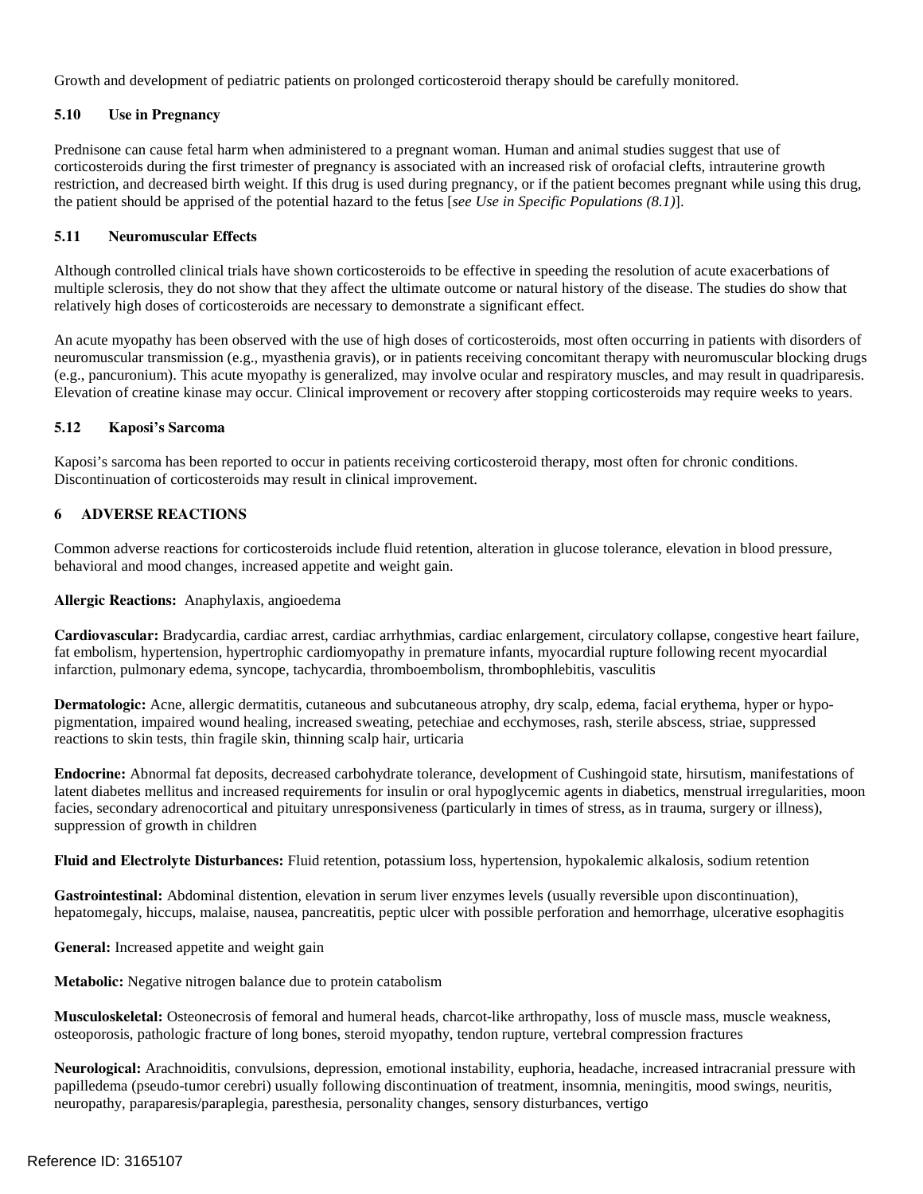Growth and development of pediatric patients on prolonged corticosteroid therapy should be carefully monitored.

### 5.10 Use in Pregnancy

Prednisone can cause fetal harm when administered to a pregnant woman. Human and animal studies suggest that use of corticosteroids during the first trimester of pregnancy is associated with an increased risk of orofacial clefts, intrauterine growth restriction, and decreased birth weight. If this drug is used during pregnancy, or if the patient becomes pregnant while using this drug, the patient should be apprised of the potential hazard to the fetus [*see Use in Specific Populations (8.1)*].

### 5.11 Neuromuscular Effects

Although controlled clinical trials have shown corticosteroids to be effective in speeding the resolution of acute exacerbations of multiple sclerosis, they do not show that they affect the ultimate outcome or natural history of the disease. The studies do show that relatively high doses of corticosteroids are necessary to demonstrate a significant effect.

An acute myopathy has been observed with the use of high doses of corticosteroids, most often occurring in patients with disorders of neuromuscular transmission (e.g., myasthenia gravis), or in patients receiving concomitant therapy with neuromuscular blocking drugs (e.g., pancuronium). This acute myopathy is generalized, may involve ocular and respiratory muscles, and may result in quadriparesis. Elevation of creatine kinase may occur. Clinical improvement or recovery after stopping corticosteroids may require weeks to years.

### 5.12 Kaposi's Sarcoma

Kaposi's sarcoma has been reported to occur in patients receiving corticosteroid therapy, most often for chronic conditions. Discontinuation of corticosteroids may result in clinical improvement.

## 6 ADVERSE REACTIONS

Common adverse reactions for corticosteroids include fluid retention, alteration in glucose tolerance, elevation in blood pressure, behavioral and mood changes, increased appetite and weight gain.

**Allergic Reactions:** Anaphylaxis, angioedema

**Cardiovascular:** Bradycardia, cardiac arrest, cardiac arrhythmias, cardiac enlargement, circulatory collapse, congestive heart failure, fat embolism, hypertension, hypertrophic cardiomyopathy in premature infants, myocardial rupture following recent myocardial infarction, pulmonary edema, syncope, tachycardia, thromboembolism, thrombophlebitis, vasculitis

**Dermatologic:** Acne, allergic dermatitis, cutaneous and subcutaneous atrophy, dry scalp, edema, facial erythema, hyper or hypo-pigmentation, impaired wound healing, increased sweating, petechiae and ecchymoses, rash, sterile abscess, striae, suppressed reactions to skin tests, thin fragile skin, thinning scalp hair, urticaria

**Endocrine:** Abnormal fat deposits, decreased carbohydrate tolerance, development of Cushingoid state, hirsutism, manifestations of latent diabetes mellitus and increased requirements for insulin or oral hypoglycemic agents in diabetics, menstrual irregularities, moon facies, secondary adrenocortical and pituitary unresponsiveness (particularly in times of stress, as in trauma, surgery or illness), suppression of growth in children

**Fluid and Electrolyte Disturbances:** Fluid retention, potassium loss, hypertension, hypokalemic alkalosis, sodium retention

**Gastrointestinal:** Abdominal distention, elevation in serum liver enzymes levels (usually reversible upon discontinuation), hepatomegaly, hiccups, malaise, nausea, pancreatitis, peptic ulcer with possible perforation and hemorrhage, ulcerative esophagitis

**General:** Increased appetite and weight gain

**Metabolic:** Negative nitrogen balance due to protein catabolism

**Musculoskeletal:** Osteonecrosis of femoral and humeral heads, charcot-like arthropathy, loss of muscle mass, muscle weakness, osteoporosis, pathologic fracture of long bones, steroid myopathy, tendon rupture, vertebral compression fractures

**Neurological:** Arachnoiditis, convulsions, depression, emotional instability, euphoria, headache, increased intracranial pressure with papilledema (pseudo-tumor cerebri) usually following discontinuation of treatment, insomnia, meningitis, mood swings, neuritis, neuropathy, paraparesis/paraplegia, paresthesia, personality changes, sensory disturbances, vertigo

Reference ID: 3165107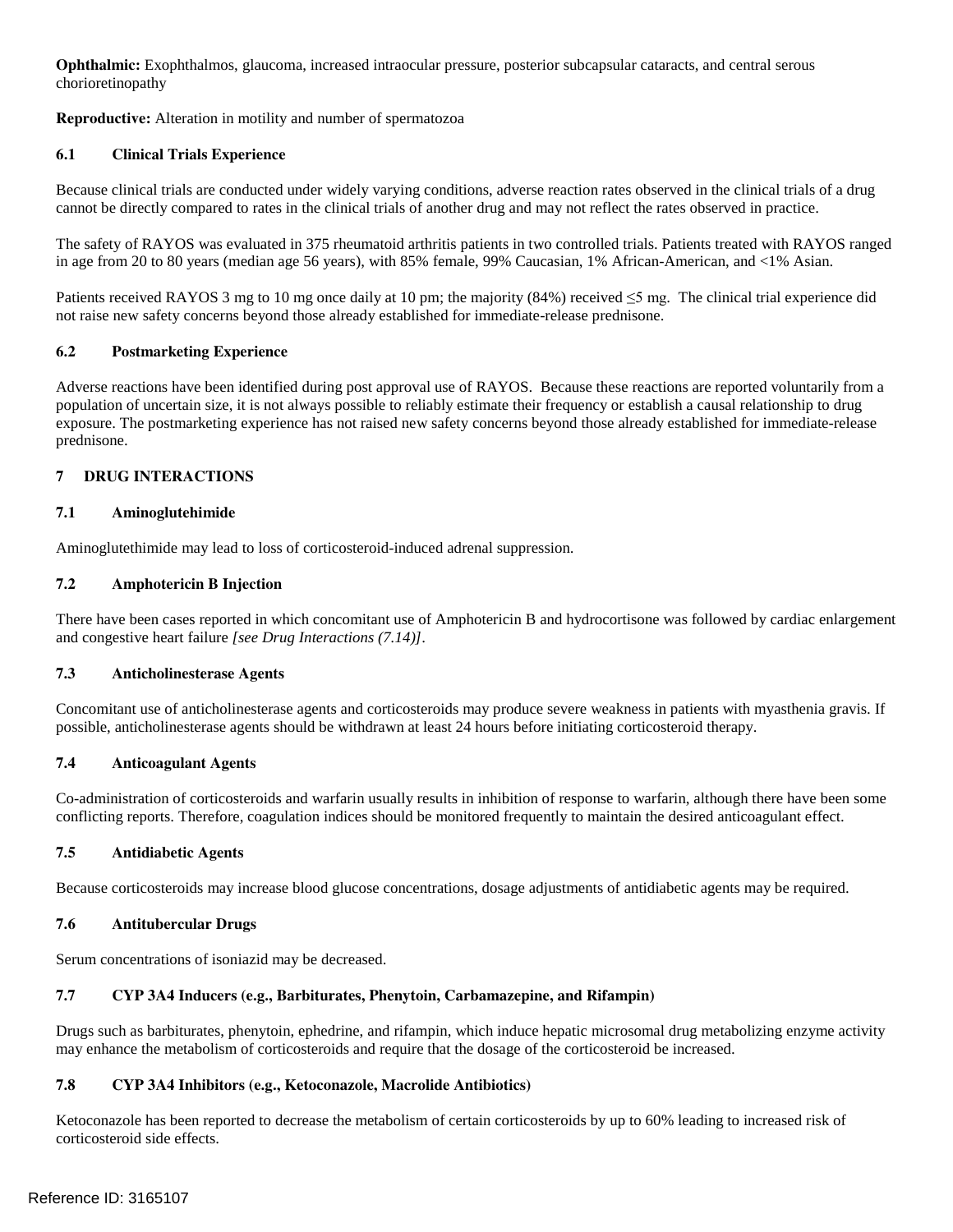**Ophthalmic:** Exophthalmos, glaucoma, increased intraocular pressure, posterior subcapsular cataracts, and central serous chorioretinopathy

**Reproductive:** Alteration in motility and number of spermatozoa

### 6.1 Clinical Trials Experience

Because clinical trials are conducted under widely varying conditions, adverse reaction rates observed in the clinical trials of a drug cannot be directly compared to rates in the clinical trials of another drug and may not reflect the rates observed in practice.

The safety of RAYOS was evaluated in 375 rheumatoid arthritis patients in two controlled trials. Patients treated with RAYOS ranged in age from 20 to 80 years (median age 56 years), with 85% female, 99% Caucasian, 1% African-American, and <1% Asian.

Patients received RAYOS 3 mg to 10 mg once daily at 10 pm; the majority (84%) received ≤5 mg. The clinical trial experience did not raise new safety concerns beyond those already established for immediate-release prednisone.

### 6.2 Postmarketing Experience

Adverse reactions have been identified during post approval use of RAYOS. Because these reactions are reported voluntarily from a population of uncertain size, it is not always possible to reliably estimate their frequency or establish a causal relationship to drug exposure. The postmarketing experience has not raised new safety concerns beyond those already established for immediate-release prednisone.

## 7 DRUG INTERACTIONS

### 7.1 Aminoglutehimide

Aminoglutethimide may lead to loss of corticosteroid-induced adrenal suppression.

### 7.2 Amphotericin B Injection

There have been cases reported in which concomitant use of Amphotericin B and hydrocortisone was followed by cardiac enlargement and congestive heart failure *[see Drug Interactions (7.14)]*.

### 7.3 Anticholinesterase Agents

Concomitant use of anticholinesterase agents and corticosteroids may produce severe weakness in patients with myasthenia gravis. If possible, anticholinesterase agents should be withdrawn at least 24 hours before initiating corticosteroid therapy.

### 7.4 Anticoagulant Agents

Co-administration of corticosteroids and warfarin usually results in inhibition of response to warfarin, although there have been some conflicting reports. Therefore, coagulation indices should be monitored frequently to maintain the desired anticoagulant effect.

### 7.5 Antidiabetic Agents

Because corticosteroids may increase blood glucose concentrations, dosage adjustments of antidiabetic agents may be required.

### 7.6 Antitubercular Drugs

Serum concentrations of isoniazid may be decreased.

### 7.7 CYP 3A4 Inducers (e.g., Barbiturates, Phenytoin, Carbamazepine, and Rifampin)

Drugs such as barbiturates, phenytoin, ephedrine, and rifampin, which induce hepatic microsomal drug metabolizing enzyme activity may enhance the metabolism of corticosteroids and require that the dosage of the corticosteroid be increased.

### 7.8 CYP 3A4 Inhibitors (e.g., Ketoconazole, Macrolide Antibiotics)

Ketoconazole has been reported to decrease the metabolism of certain corticosteroids by up to 60% leading to increased risk of corticosteroid side effects.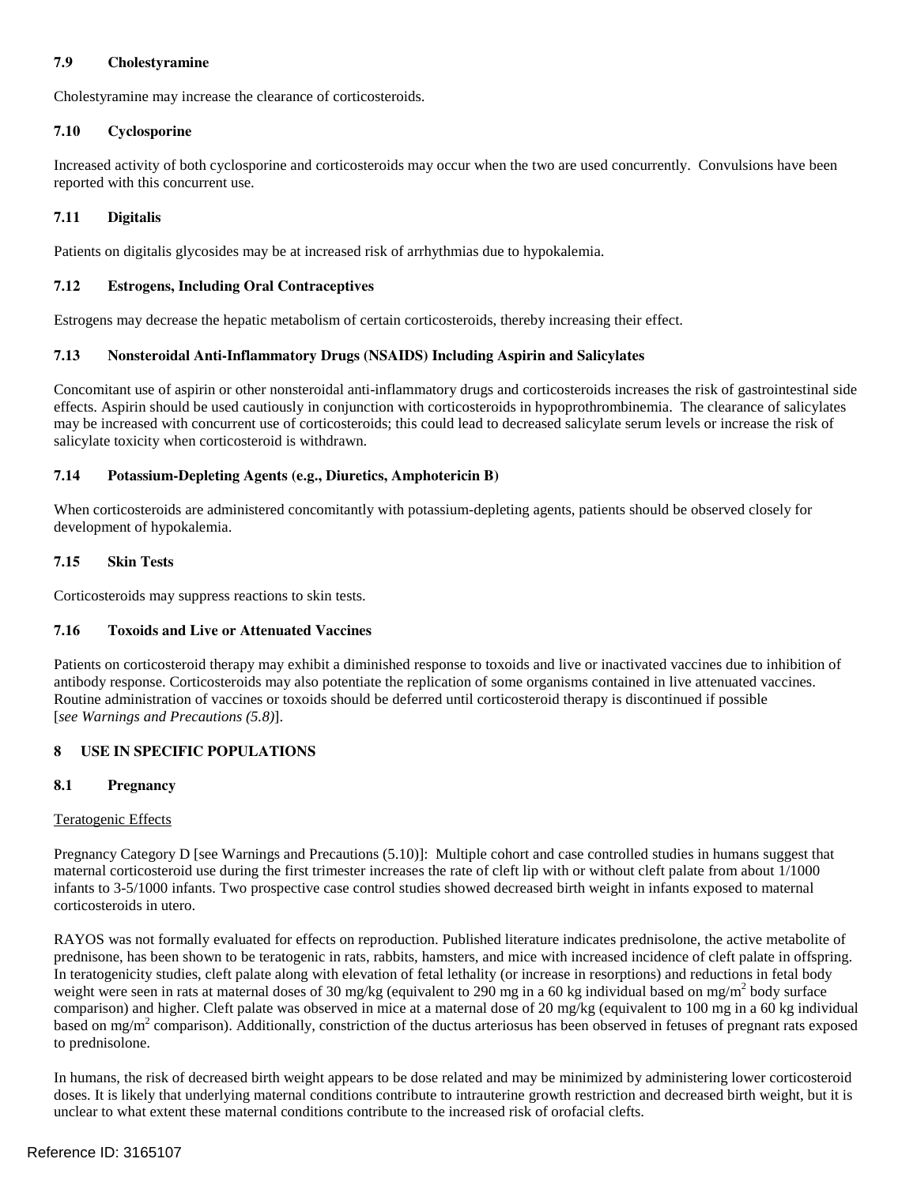### 7.9 Cholestyramine

Cholestyramine may increase the clearance of corticosteroids.

### 7.10 Cyclosporine

Increased activity of both cyclosporine and corticosteroids may occur when the two are used concurrently. Convulsions have been reported with this concurrent use.

### 7.11 Digitalis

Patients on digitalis glycosides may be at increased risk of arrhythmias due to hypokalemia.

### 7.12 Estrogens, Including Oral Contraceptives

Estrogens may decrease the hepatic metabolism of certain corticosteroids, thereby increasing their effect.

### 7.13 Nonsteroidal Anti-Inflammatory Drugs (NSAIDS) Including Aspirin and Salicylates

Concomitant use of aspirin or other nonsteroidal anti-inflammatory drugs and corticosteroids increases the risk of gastrointestinal side effects. Aspirin should be used cautiously in conjunction with corticosteroids in hypoprothrombinemia. The clearance of salicylates may be increased with concurrent use of corticosteroids; this could lead to decreased salicylate serum levels or increase the risk of salicylate toxicity when corticosteroid is withdrawn.

### 7.14 Potassium-Depleting Agents (e.g., Diuretics, Amphotericin B)

When corticosteroids are administered concomitantly with potassium-depleting agents, patients should be observed closely for development of hypokalemia.

### 7.15 Skin Tests

Corticosteroids may suppress reactions to skin tests.

### 7.16 Toxoids and Live or Attenuated Vaccines

Patients on corticosteroid therapy may exhibit a diminished response to toxoids and live or inactivated vaccines due to inhibition of antibody response. Corticosteroids may also potentiate the replication of some organisms contained in live attenuated vaccines. Routine administration of vaccines or toxoids should be deferred until corticosteroid therapy is discontinued if possible [*see Warnings and Precautions (5.8)*].

## 8 USE IN SPECIFIC POPULATIONS

### 8.1 Pregnancy

Teratogenic Effects

Pregnancy Category D [see Warnings and Precautions (5.10)]: Multiple cohort and case controlled studies in humans suggest that maternal corticosteroid use during the first trimester increases the rate of cleft lip with or without cleft palate from about 1/1000 infants to 3-5/1000 infants. Two prospective case control studies showed decreased birth weight in infants exposed to maternal corticosteroids in utero.

RAYOS was not formally evaluated for effects on reproduction. Published literature indicates prednisolone, the active metabolite of prednisone, has been shown to be teratogenic in rats, rabbits, hamsters, and mice with increased incidence of cleft palate in offspring. In teratogenicity studies, cleft palate along with elevation of fetal lethality (or increase in resorptions) and reductions in fetal body weight were seen in rats at maternal doses of 30 mg/kg (equivalent to 290 mg in a 60 kg individual based on mg/$m^2$ body surface comparison) and higher. Cleft palate was observed in mice at a maternal dose of 20 mg/kg (equivalent to 100 mg in a 60 kg individual based on mg/$m^2$ comparison). Additionally, constriction of the ductus arteriosus has been observed in fetuses of pregnant rats exposed to prednisolone.

In humans, the risk of decreased birth weight appears to be dose related and may be minimized by administering lower corticosteroid doses. It is likely that underlying maternal conditions contribute to intrauterine growth restriction and decreased birth weight, but it is unclear to what extent these maternal conditions contribute to the increased risk of orofacial clefts.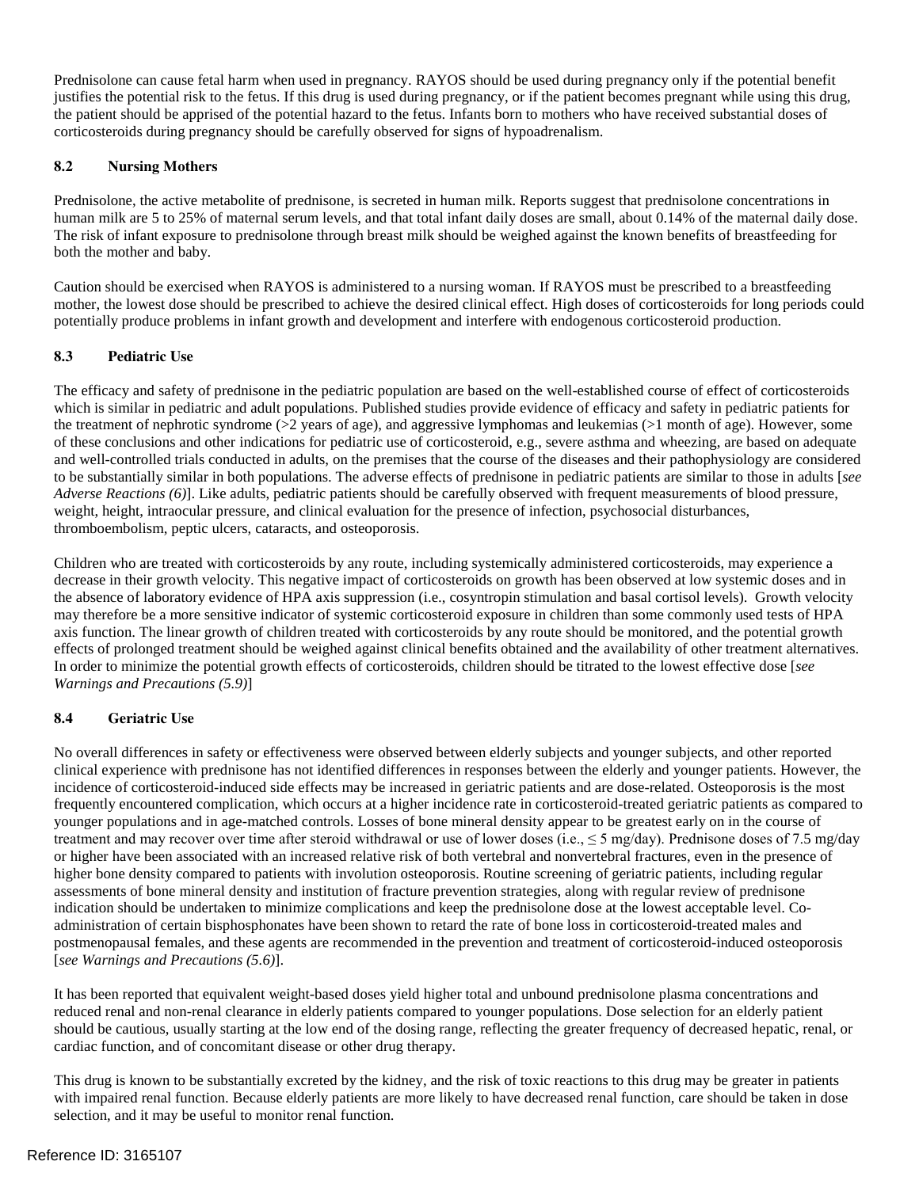Prednisolone can cause fetal harm when used in pregnancy. RAYOS should be used during pregnancy only if the potential benefit justifies the potential risk to the fetus. If this drug is used during pregnancy, or if the patient becomes pregnant while using this drug, the patient should be apprised of the potential hazard to the fetus. Infants born to mothers who have received substantial doses of corticosteroids during pregnancy should be carefully observed for signs of hypoadrenalism.

### 8.2 Nursing Mothers

Prednisolone, the active metabolite of prednisone, is secreted in human milk. Reports suggest that prednisolone concentrations in human milk are 5 to 25% of maternal serum levels, and that total infant daily doses are small, about 0.14% of the maternal daily dose. The risk of infant exposure to prednisolone through breast milk should be weighed against the known benefits of breastfeeding for both the mother and baby.

Caution should be exercised when RAYOS is administered to a nursing woman. If RAYOS must be prescribed to a breastfeeding mother, the lowest dose should be prescribed to achieve the desired clinical effect. High doses of corticosteroids for long periods could potentially produce problems in infant growth and development and interfere with endogenous corticosteroid production.

### 8.3 Pediatric Use

The efficacy and safety of prednisone in the pediatric population are based on the well-established course of effect of corticosteroids which is similar in pediatric and adult populations. Published studies provide evidence of efficacy and safety in pediatric patients for the treatment of nephrotic syndrome (>2 years of age), and aggressive lymphomas and leukemias (>1 month of age). However, some of these conclusions and other indications for pediatric use of corticosteroid, e.g., severe asthma and wheezing, are based on adequate and well-controlled trials conducted in adults, on the premises that the course of the diseases and their pathophysiology are considered to be substantially similar in both populations. The adverse effects of prednisone in pediatric patients are similar to those in adults [*see Adverse Reactions (6)*]. Like adults, pediatric patients should be carefully observed with frequent measurements of blood pressure, weight, height, intraocular pressure, and clinical evaluation for the presence of infection, psychosocial disturbances, thromboembolism, peptic ulcers, cataracts, and osteoporosis.

Children who are treated with corticosteroids by any route, including systemically administered corticosteroids, may experience a decrease in their growth velocity. This negative impact of corticosteroids on growth has been observed at low systemic doses and in the absence of laboratory evidence of HPA axis suppression (i.e., cosyntropin stimulation and basal cortisol levels). Growth velocity may therefore be a more sensitive indicator of systemic corticosteroid exposure in children than some commonly used tests of HPA axis function. The linear growth of children treated with corticosteroids by any route should be monitored, and the potential growth effects of prolonged treatment should be weighed against clinical benefits obtained and the availability of other treatment alternatives. In order to minimize the potential growth effects of corticosteroids, children should be titrated to the lowest effective dose [*see Warnings and Precautions (5.9)*]

### 8.4 Geriatric Use

No overall differences in safety or effectiveness were observed between elderly subjects and younger subjects, and other reported clinical experience with prednisone has not identified differences in responses between the elderly and younger patients. However, the incidence of corticosteroid-induced side effects may be increased in geriatric patients and are dose-related. Osteoporosis is the most frequently encountered complication, which occurs at a higher incidence rate in corticosteroid-treated geriatric patients as compared to younger populations and in age-matched controls. Losses of bone mineral density appear to be greatest early on in the course of treatment and may recover over time after steroid withdrawal or use of lower doses (i.e., ≤ 5 mg/day). Prednisone doses of 7.5 mg/day or higher have been associated with an increased relative risk of both vertebral and nonvertebral fractures, even in the presence of higher bone density compared to patients with involution osteoporosis. Routine screening of geriatric patients, including regular assessments of bone mineral density and institution of fracture prevention strategies, along with regular review of prednisone indication should be undertaken to minimize complications and keep the prednisolone dose at the lowest acceptable level. Co-administration of certain bisphosphonates have been shown to retard the rate of bone loss in corticosteroid-treated males and postmenopausal females, and these agents are recommended in the prevention and treatment of corticosteroid-induced osteoporosis [*see Warnings and Precautions (5.6)*].

It has been reported that equivalent weight-based doses yield higher total and unbound prednisolone plasma concentrations and reduced renal and non-renal clearance in elderly patients compared to younger populations. Dose selection for an elderly patient should be cautious, usually starting at the low end of the dosing range, reflecting the greater frequency of decreased hepatic, renal, or cardiac function, and of concomitant disease or other drug therapy.

This drug is known to be substantially excreted by the kidney, and the risk of toxic reactions to this drug may be greater in patients with impaired renal function. Because elderly patients are more likely to have decreased renal function, care should be taken in dose selection, and it may be useful to monitor renal function.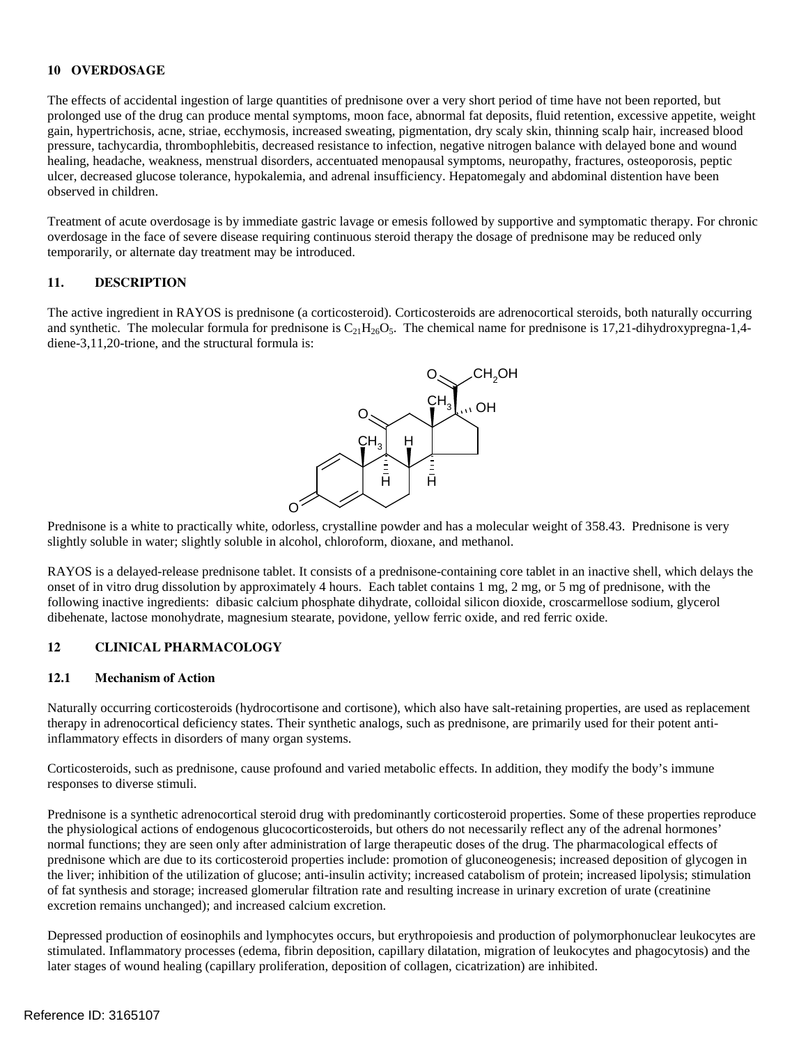## 10 OVERDOSAGE

The effects of accidental ingestion of large quantities of prednisone over a very short period of time have not been reported, but prolonged use of the drug can produce mental symptoms, moon face, abnormal fat deposits, fluid retention, excessive appetite, weight gain, hypertrichosis, acne, striae, ecchymosis, increased sweating, pigmentation, dry scaly skin, thinning scalp hair, increased blood pressure, tachycardia, thrombophlebitis, decreased resistance to infection, negative nitrogen balance with delayed bone and wound healing, headache, weakness, menstrual disorders, accentuated menopausal symptoms, neuropathy, fractures, osteoporosis, peptic ulcer, decreased glucose tolerance, hypokalemia, and adrenal insufficiency. Hepatomegaly and abdominal distention have been observed in children.

Treatment of acute overdosage is by immediate gastric lavage or emesis followed by supportive and symptomatic therapy. For chronic overdosage in the face of severe disease requiring continuous steroid therapy the dosage of prednisone may be reduced only temporarily, or alternate day treatment may be introduced.

## 11. DESCRIPTION

The active ingredient in RAYOS is prednisone (a corticosteroid). Corticosteroids are adrenocortical steroids, both naturally occurring and synthetic. The molecular formula for prednisone is $C_{21}H_{26}O_5$. The chemical name for prednisone is 17,21-dihydroxypregna-1,4-diene-3,11,20-trione, and the structural formula is:

Prednisone is a white to practically white, odorless, crystalline powder and has a molecular weight of 358.43. Prednisone is very slightly soluble in water; slightly soluble in alcohol, chloroform, dioxane, and methanol.

RAYOS is a delayed-release prednisone tablet. It consists of a prednisone-containing core tablet in an inactive shell, which delays the onset of in vitro drug dissolution by approximately 4 hours. Each tablet contains 1 mg, 2 mg, or 5 mg of prednisone, with the following inactive ingredients: dibasic calcium phosphate dihydrate, colloidal silicon dioxide, croscarmellose sodium, glycerol dibehenate, lactose monohydrate, magnesium stearate, povidone, yellow ferric oxide, and red ferric oxide.

## 12 CLINICAL PHARMACOLOGY

### 12.1 Mechanism of Action

Naturally occurring corticosteroids (hydrocortisone and cortisone), which also have salt-retaining properties, are used as replacement therapy in adrenocortical deficiency states. Their synthetic analogs, such as prednisone, are primarily used for their potent anti-inflammatory effects in disorders of many organ systems.

Corticosteroids, such as prednisone, cause profound and varied metabolic effects. In addition, they modify the body's immune responses to diverse stimuli.

Prednisone is a synthetic adrenocortical steroid drug with predominantly corticosteroid properties. Some of these properties reproduce the physiological actions of endogenous glucocorticosteroids, but others do not necessarily reflect any of the adrenal hormones' normal functions; they are seen only after administration of large therapeutic doses of the drug. The pharmacological effects of prednisone which are due to its corticosteroid properties include: promotion of gluconeogenesis; increased deposition of glycogen in the liver; inhibition of the utilization of glucose; anti-insulin activity; increased catabolism of protein; increased lipolysis; stimulation of fat synthesis and storage; increased glomerular filtration rate and resulting increase in urinary excretion of urate (creatinine excretion remains unchanged); and increased calcium excretion.

Depressed production of eosinophils and lymphocytes occurs, but erythropoiesis and production of polymorphonuclear leukocytes are stimulated. Inflammatory processes (edema, fibrin deposition, capillary dilatation, migration of leukocytes and phagocytosis) and the later stages of wound healing (capillary proliferation, deposition of collagen, cicatrization) are inhibited.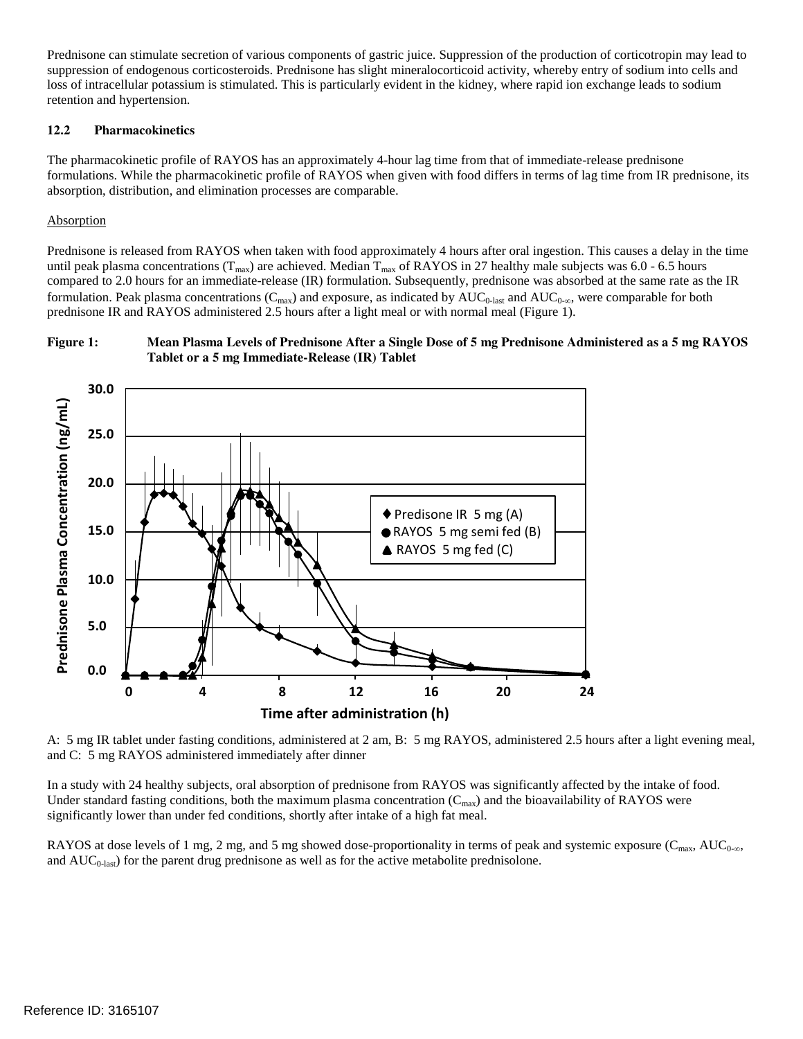Prednisone can stimulate secretion of various components of gastric juice. Suppression of the production of corticotropin may lead to suppression of endogenous corticosteroids. Prednisone has slight mineralocorticoid activity, whereby entry of sodium into cells and loss of intracellular potassium is stimulated. This is particularly evident in the kidney, where rapid ion exchange leads to sodium retention and hypertension.

### 12.2 Pharmacokinetics

The pharmacokinetic profile of RAYOS has an approximately 4-hour lag time from that of immediate-release prednisone formulations. While the pharmacokinetic profile of RAYOS when given with food differs in terms of lag time from IR prednisone, its absorption, distribution, and elimination processes are comparable.

Absorption

Prednisone is released from RAYOS when taken with food approximately 4 hours after oral ingestion. This causes a delay in the time until peak plasma concentrations ($T_{max}$) are achieved. Median $T_{max}$ of RAYOS in 27 healthy male subjects was 6.0 - 6.5 hours compared to 2.0 hours for an immediate-release (IR) formulation. Subsequently, prednisone was absorbed at the same rate as the IR formulation. Peak plasma concentrations ($C_{max}$) and exposure, as indicated by $AUC_{0\text{-last}}$ and $AUC_{0\text{-}\infty}$, were comparable for both prednisone IR and RAYOS administered 2.5 hours after a light meal or with normal meal (Figure 1).

**Figure 1: Mean Plasma Levels of Prednisone After a Single Dose of 5 mg Prednisone Administered as a 5 mg RAYOS Tablet or a 5 mg Immediate-Release (IR) Tablet**

A: 5 mg IR tablet under fasting conditions, administered at 2 am, B: 5 mg RAYOS, administered 2.5 hours after a light evening meal, and C: 5 mg RAYOS administered immediately after dinner

In a study with 24 healthy subjects, oral absorption of prednisone from RAYOS was significantly affected by the intake of food. Under standard fasting conditions, both the maximum plasma concentration ($C_{max}$) and the bioavailability of RAYOS were significantly lower than under fed conditions, shortly after intake of a high fat meal.

RAYOS at dose levels of 1 mg, 2 mg, and 5 mg showed dose-proportionality in terms of peak and systemic exposure ($C_{max}$, $AUC_{0\text{-}\infty}$, and $AUC_{0\text{-last}}$) for the parent drug prednisone as well as for the active metabolite prednisolone.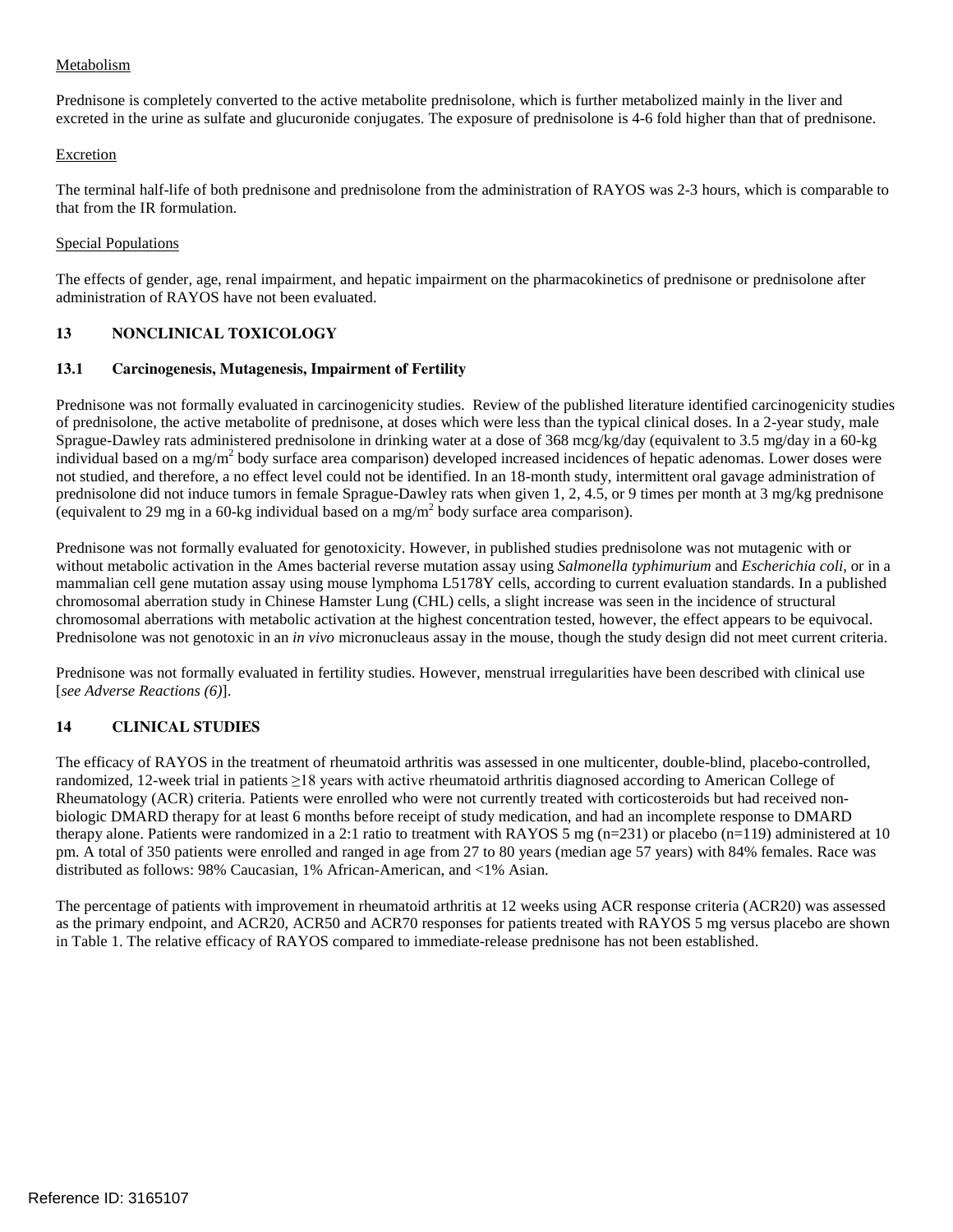Metabolism

Prednisone is completely converted to the active metabolite prednisolone, which is further metabolized mainly in the liver and excreted in the urine as sulfate and glucuronide conjugates. The exposure of prednisolone is 4-6 fold higher than that of prednisone.

Excretion

The terminal half-life of both prednisone and prednisolone from the administration of RAYOS was 2-3 hours, which is comparable to that from the IR formulation.

Special Populations

The effects of gender, age, renal impairment, and hepatic impairment on the pharmacokinetics of prednisone or prednisolone after administration of RAYOS have not been evaluated.

## 13 NONCLINICAL TOXICOLOGY

### 13.1 Carcinogenesis, Mutagenesis, Impairment of Fertility

Prednisone was not formally evaluated in carcinogenicity studies. Review of the published literature identified carcinogenicity studies of prednisolone, the active metabolite of prednisone, at doses which were less than the typical clinical doses. In a 2-year study, male Sprague-Dawley rats administered prednisolone in drinking water at a dose of 368 mcg/kg/day (equivalent to 3.5 mg/day in a 60-kg individual based on a $mg/m^2$ body surface area comparison) developed increased incidences of hepatic adenomas. Lower doses were not studied, and therefore, a no effect level could not be identified. In an 18-month study, intermittent oral gavage administration of prednisolone did not induce tumors in female Sprague-Dawley rats when given 1, 2, 4.5, or 9 times per month at 3 mg/kg prednisone (equivalent to 29 mg in a 60-kg individual based on a $mg/m^2$ body surface area comparison).

Prednisone was not formally evaluated for genotoxicity. However, in published studies prednisolone was not mutagenic with or without metabolic activation in the Ames bacterial reverse mutation assay using *Salmonella typhimurium* and *Escherichia coli*, or in a mammalian cell gene mutation assay using mouse lymphoma L5178Y cells, according to current evaluation standards. In a published chromosomal aberration study in Chinese Hamster Lung (CHL) cells, a slight increase was seen in the incidence of structural chromosomal aberrations with metabolic activation at the highest concentration tested, however, the effect appears to be equivocal. Prednisolone was not genotoxic in an *in vivo* micronucleaus assay in the mouse, though the study design did not meet current criteria.

Prednisone was not formally evaluated in fertility studies. However, menstrual irregularities have been described with clinical use [*see Adverse Reactions (6)*].

## 14 CLINICAL STUDIES

The efficacy of RAYOS in the treatment of rheumatoid arthritis was assessed in one multicenter, double-blind, placebo-controlled, randomized, 12-week trial in patients ≥18 years with active rheumatoid arthritis diagnosed according to American College of Rheumatology (ACR) criteria. Patients were enrolled who were not currently treated with corticosteroids but had received non-biologic DMARD therapy for at least 6 months before receipt of study medication, and had an incomplete response to DMARD therapy alone. Patients were randomized in a 2:1 ratio to treatment with RAYOS 5 mg (n=231) or placebo (n=119) administered at 10 pm. A total of 350 patients were enrolled and ranged in age from 27 to 80 years (median age 57 years) with 84% females. Race was distributed as follows: 98% Caucasian, 1% African-American, and <1% Asian.

The percentage of patients with improvement in rheumatoid arthritis at 12 weeks using ACR response criteria (ACR20) was assessed as the primary endpoint, and ACR20, ACR50 and ACR70 responses for patients treated with RAYOS 5 mg versus placebo are shown in Table 1. The relative efficacy of RAYOS compared to immediate-release prednisone has not been established.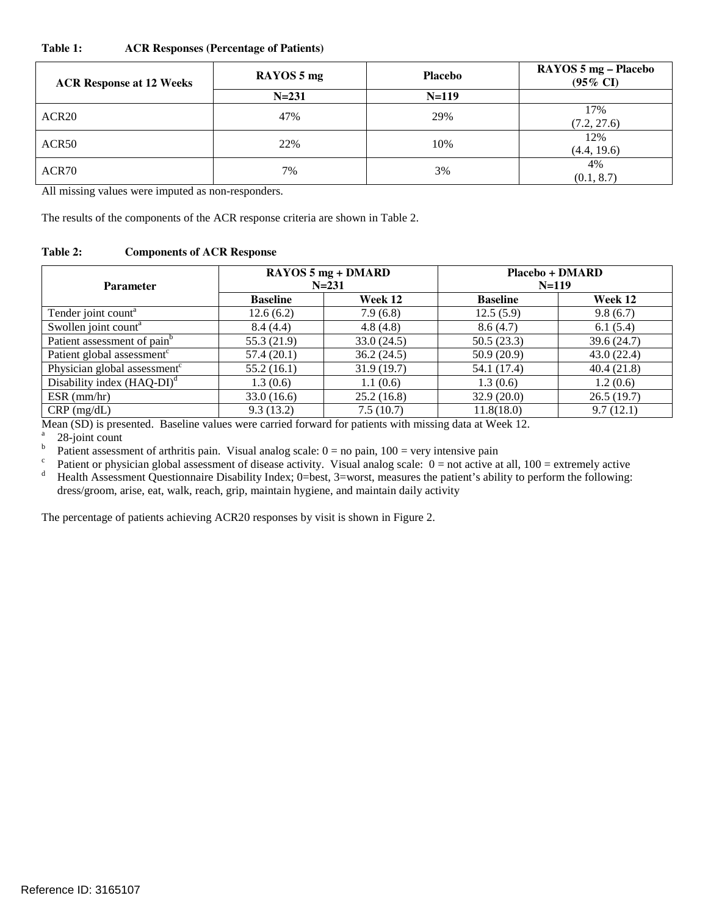**Table 1: ACR Responses (Percentage of Patients)**

| ACR Response at 12 Weeks | RAYOS 5 mg | Placebo | RAYOS 5 mg – Placebo (95% CI) |
|---|---|---|---|
| | N=231 | N=119 | |
| ACR20 | 47% | 29% | 17% (7.2, 27.6) |
| ACR50 | 22% | 10% | 12% (4.4, 19.6) |
| ACR70 | 7% | 3% | 4% (0.1, 8.7) |

All missing values were imputed as non-responders.

The results of the components of the ACR response criteria are shown in Table 2.

**Table 2: Components of ACR Response**

| Parameter | RAYOS 5 mg + DMARD N=231 | | Placebo + DMARD N=119 | |
|---|---|---|---|---|
| | Baseline | Week 12 | Baseline | Week 12 |
| Tender joint count[a] | 12.6 (6.2) | 7.9 (6.8) | 12.5 (5.9) | 9.8 (6.7) |
| Swollen joint count[a] | 8.4 (4.4) | 4.8 (4.8) | 8.6 (4.7) | 6.1 (5.4) |
| Patient assessment of pain[b] | 55.3 (21.9) | 33.0 (24.5) | 50.5 (23.3) | 39.6 (24.7) |
| Patient global assessment[c] | 57.4 (20.1) | 36.2 (24.5) | 50.9 (20.9) | 43.0 (22.4) |
| Physician global assessment[c] | 55.2 (16.1) | 31.9 (19.7) | 54.1 (17.4) | 40.4 (21.8) |
| Disability index (HAQ-DI)[d] | 1.3 (0.6) | 1.1 (0.6) | 1.3 (0.6) | 1.2 (0.6) |
| ESR (mm/hr) | 33.0 (16.6) | 25.2 (16.8) | 32.9 (20.0) | 26.5 (19.7) |
| CRP (mg/dL) | 9.3 (13.2) | 7.5 (10.7) | 11.8(18.0) | 9.7 (12.1) |

Mean (SD) is presented. Baseline values were carried forward for patients with missing data at Week 12.

[a] 28-joint count

[b] Patient assessment of arthritis pain. Visual analog scale: 0 = no pain, 100 = very intensive pain

[c] Patient or physician global assessment of disease activity. Visual analog scale: 0 = not active at all, 100 = extremely active

[d] Health Assessment Questionnaire Disability Index; 0=best, 3=worst, measures the patient's ability to perform the following: dress/groom, arise, eat, walk, reach, grip, maintain hygiene, and maintain daily activity

The percentage of patients achieving ACR20 responses by visit is shown in Figure 2.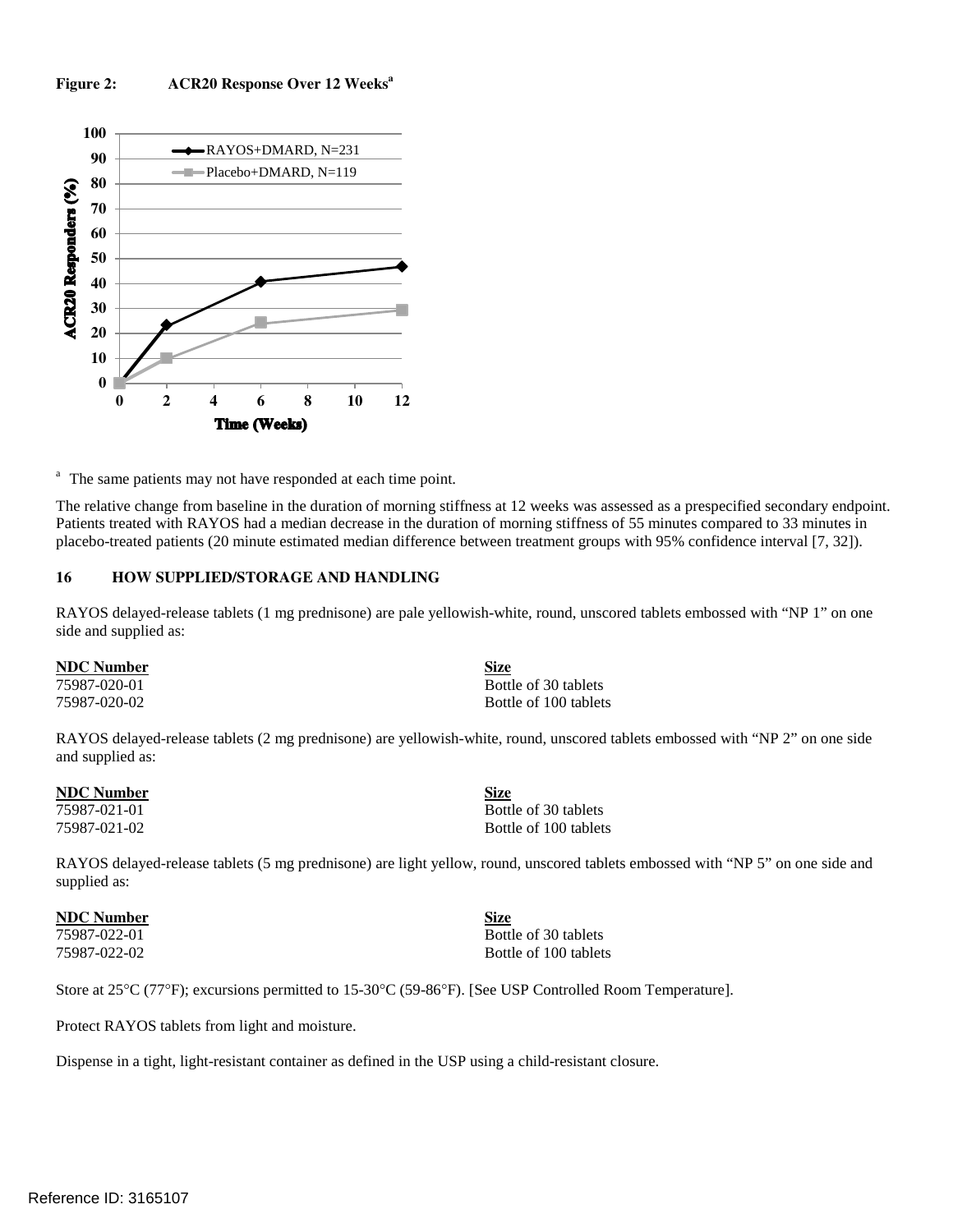**Figure 2: ACR20 Response Over 12 Weeks[a]**

[a] The same patients may not have responded at each time point.

The relative change from baseline in the duration of morning stiffness at 12 weeks was assessed as a prespecified secondary endpoint. Patients treated with RAYOS had a median decrease in the duration of morning stiffness of 55 minutes compared to 33 minutes in placebo-treated patients (20 minute estimated median difference between treatment groups with 95% confidence interval [7, 32]).

## 16 HOW SUPPLIED/STORAGE AND HANDLING

RAYOS delayed-release tablets (1 mg prednisone) are pale yellowish-white, round, unscored tablets embossed with "NP 1" on one side and supplied as:

| NDC Number | Size |
|---|---|
| 75987-020-01 | Bottle of 30 tablets |
| 75987-020-02 | Bottle of 100 tablets |

RAYOS delayed-release tablets (2 mg prednisone) are yellowish-white, round, unscored tablets embossed with "NP 2" on one side and supplied as:

| NDC Number | Size |
|---|---|
| 75987-021-01 | Bottle of 30 tablets |
| 75987-021-02 | Bottle of 100 tablets |

RAYOS delayed-release tablets (5 mg prednisone) are light yellow, round, unscored tablets embossed with "NP 5" on one side and supplied as:

| NDC Number | Size |
|---|---|
| 75987-022-01 | Bottle of 30 tablets |
| 75987-022-02 | Bottle of 100 tablets |

Store at 25°C (77°F); excursions permitted to 15-30°C (59-86°F). [See USP Controlled Room Temperature].

Protect RAYOS tablets from light and moisture.

Dispense in a tight, light-resistant container as defined in the USP using a child-resistant closure.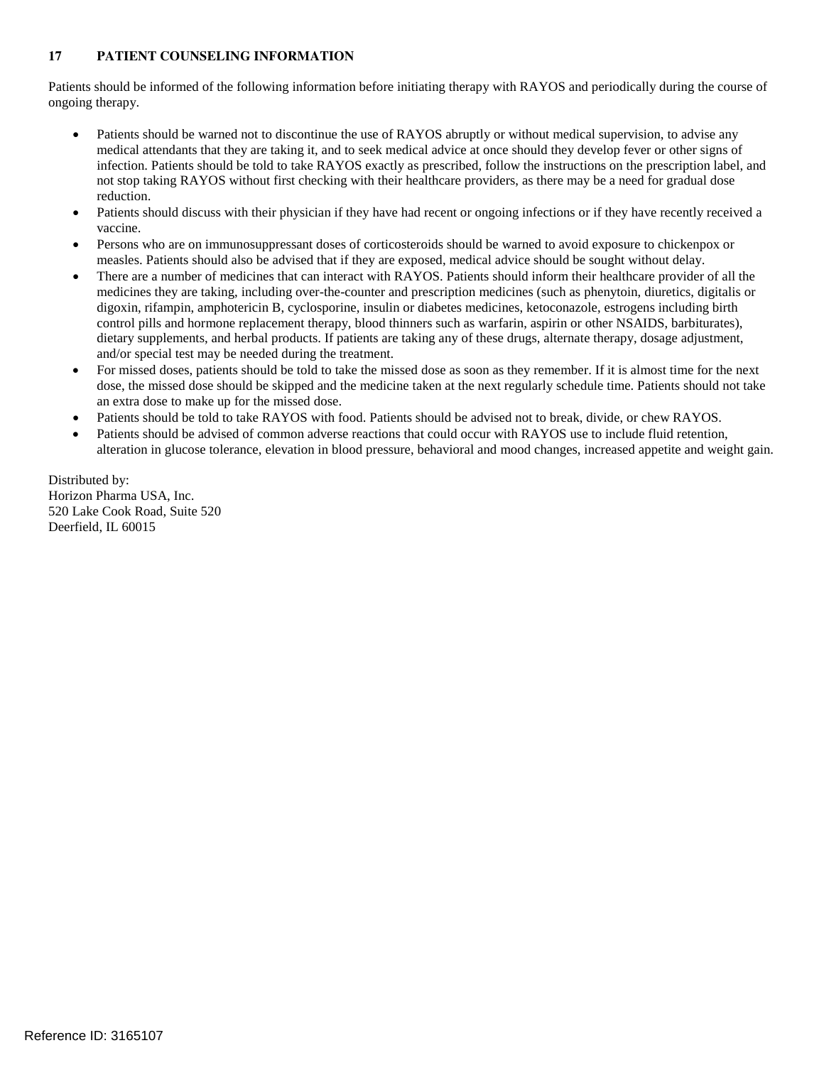## 17 PATIENT COUNSELING INFORMATION

Patients should be informed of the following information before initiating therapy with RAYOS and periodically during the course of ongoing therapy.

- Patients should be warned not to discontinue the use of RAYOS abruptly or without medical supervision, to advise any medical attendants that they are taking it, and to seek medical advice at once should they develop fever or other signs of infection. Patients should be told to take RAYOS exactly as prescribed, follow the instructions on the prescription label, and not stop taking RAYOS without first checking with their healthcare providers, as there may be a need for gradual dose reduction.
- Patients should discuss with their physician if they have had recent or ongoing infections or if they have recently received a vaccine.
- Persons who are on immunosuppressant doses of corticosteroids should be warned to avoid exposure to chickenpox or measles. Patients should also be advised that if they are exposed, medical advice should be sought without delay.
- There are a number of medicines that can interact with RAYOS. Patients should inform their healthcare provider of all the medicines they are taking, including over-the-counter and prescription medicines (such as phenytoin, diuretics, digitalis or digoxin, rifampin, amphotericin B, cyclosporine, insulin or diabetes medicines, ketoconazole, estrogens including birth control pills and hormone replacement therapy, blood thinners such as warfarin, aspirin or other NSAIDS, barbiturates), dietary supplements, and herbal products. If patients are taking any of these drugs, alternate therapy, dosage adjustment, and/or special test may be needed during the treatment.
- For missed doses, patients should be told to take the missed dose as soon as they remember. If it is almost time for the next dose, the missed dose should be skipped and the medicine taken at the next regularly schedule time. Patients should not take an extra dose to make up for the missed dose.
- Patients should be told to take RAYOS with food. Patients should be advised not to break, divide, or chew RAYOS.
- Patients should be advised of common adverse reactions that could occur with RAYOS use to include fluid retention, alteration in glucose tolerance, elevation in blood pressure, behavioral and mood changes, increased appetite and weight gain.

Distributed by:
Horizon Pharma USA, Inc.
520 Lake Cook Road, Suite 520
Deerfield, IL 60015

Reference ID: 3165107